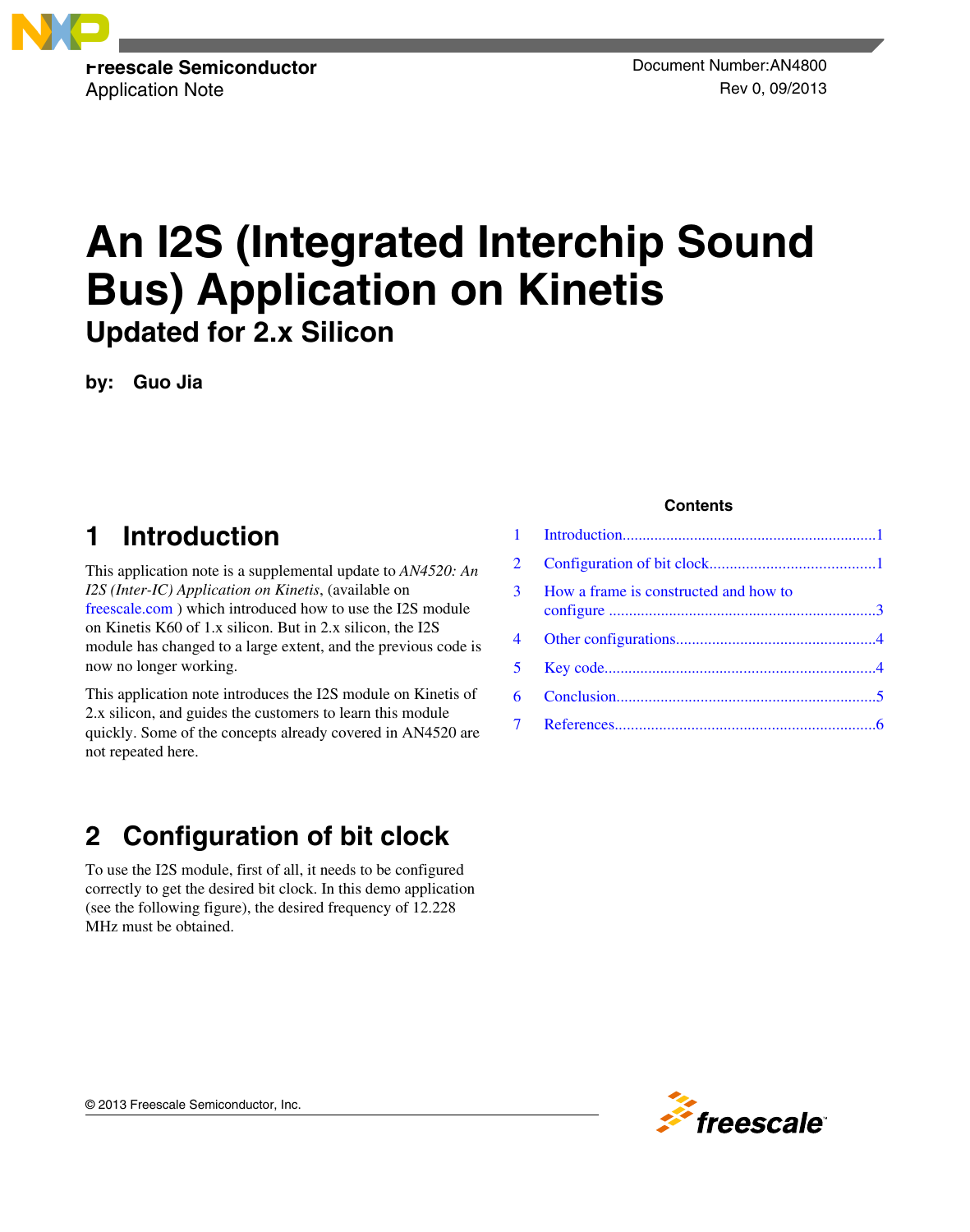Freescale Semiconductor
Application Note

Document Number:AN4800
Rev 0, 09/2013

# An I2S (Integrated Interchip Sound Bus) Application on Kinetis

## Updated for 2.x Silicon

**by: Guo Jia**

**Contents**

1. Introduction.......1
2. Configuration of bit clock.......1
3. How a frame is constructed and how to configure.......3
4. Other configurations.......4
5. Key code.......4
6. Conclusion.......5
7. References.......6

## 1 Introduction

This application note is a supplemental update to *AN4520: An I2S (Inter-IC) Application on Kinetis*, (available on freescale.com ) which introduced how to use the I2S module on Kinetis K60 of 1.x silicon. But in 2.x silicon, the I2S module has changed to a large extent, and the previous code is now no longer working.

This application note introduces the I2S module on Kinetis of 2.x silicon, and guides the customers to learn this module quickly. Some of the concepts already covered in AN4520 are not repeated here.

## 2 Configuration of bit clock

To use the I2S module, first of all, it needs to be configured correctly to get the desired bit clock. In this demo application (see the following figure), the desired frequency of 12.228 MHz must be obtained.

© 2013 Freescale Semiconductor, Inc.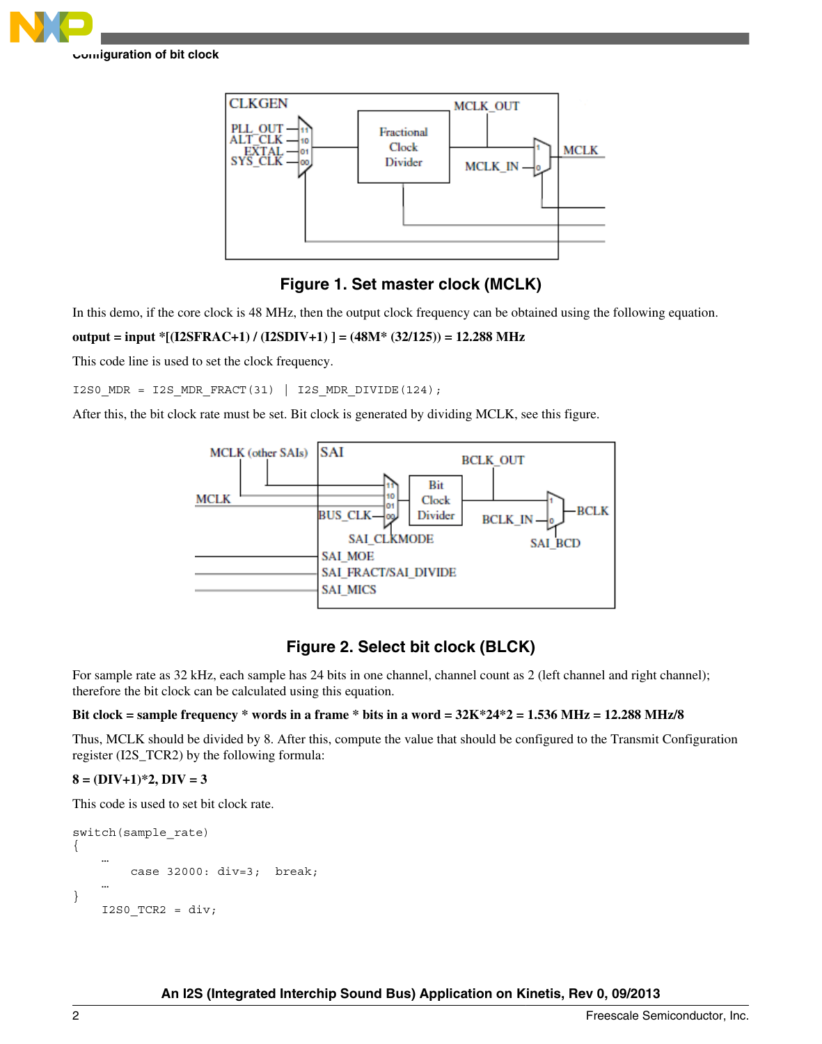**Figure 1. Set master clock (MCLK)**

In this demo, if the core clock is 48 MHz, then the output clock frequency can be obtained using the following equation.

**output = input *[(I2SFRAC+1) / (I2SDIV+1) ] = (48M* (32/125)) = 12.288 MHz**

This code line is used to set the clock frequency.

```
I2S0_MDR = I2S_MDR_FRACT(31) | I2S_MDR_DIVIDE(124);
```

After this, the bit clock rate must be set. Bit clock is generated by dividing MCLK, see this figure.

**Figure 2. Select bit clock (BLCK)**

For sample rate as 32 kHz, each sample has 24 bits in one channel, channel count as 2 (left channel and right channel); therefore the bit clock can be calculated using this equation.

**Bit clock = sample frequency * words in a frame * bits in a word = 32K*24*2 = 1.536 MHz = 12.288 MHz/8**

Thus, MCLK should be divided by 8. After this, compute the value that should be configured to the Transmit Configuration register (I2S_TCR2) by the following formula:

**8 = (DIV+1)*2, DIV = 3**

This code is used to set bit clock rate.

```
switch(sample_rate)
{
    …
        case 32000: div=3;  break;
    …
}
    I2S0_TCR2 = div;
```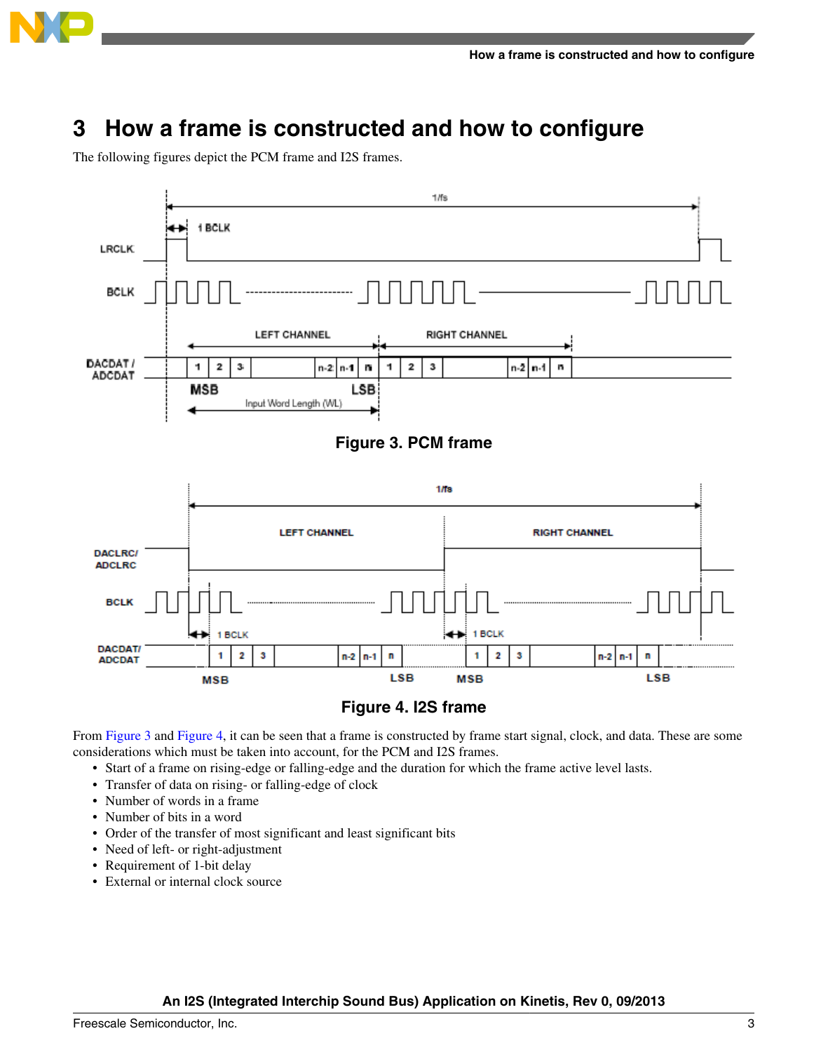# 3 How a frame is constructed and how to configure

The following figures depict the PCM frame and I2S frames.

Figure 3. PCM frame

Figure 4. I2S frame

From Figure 3 and Figure 4, it can be seen that a frame is constructed by frame start signal, clock, and data. These are some considerations which must be taken into account, for the PCM and I2S frames.

- Start of a frame on rising-edge or falling-edge and the duration for which the frame active level lasts.
- Transfer of data on rising- or falling-edge of clock
- Number of words in a frame
- Number of bits in a word
- Order of the transfer of most significant and least significant bits
- Need of left- or right-adjustment
- Requirement of 1-bit delay
- External or internal clock source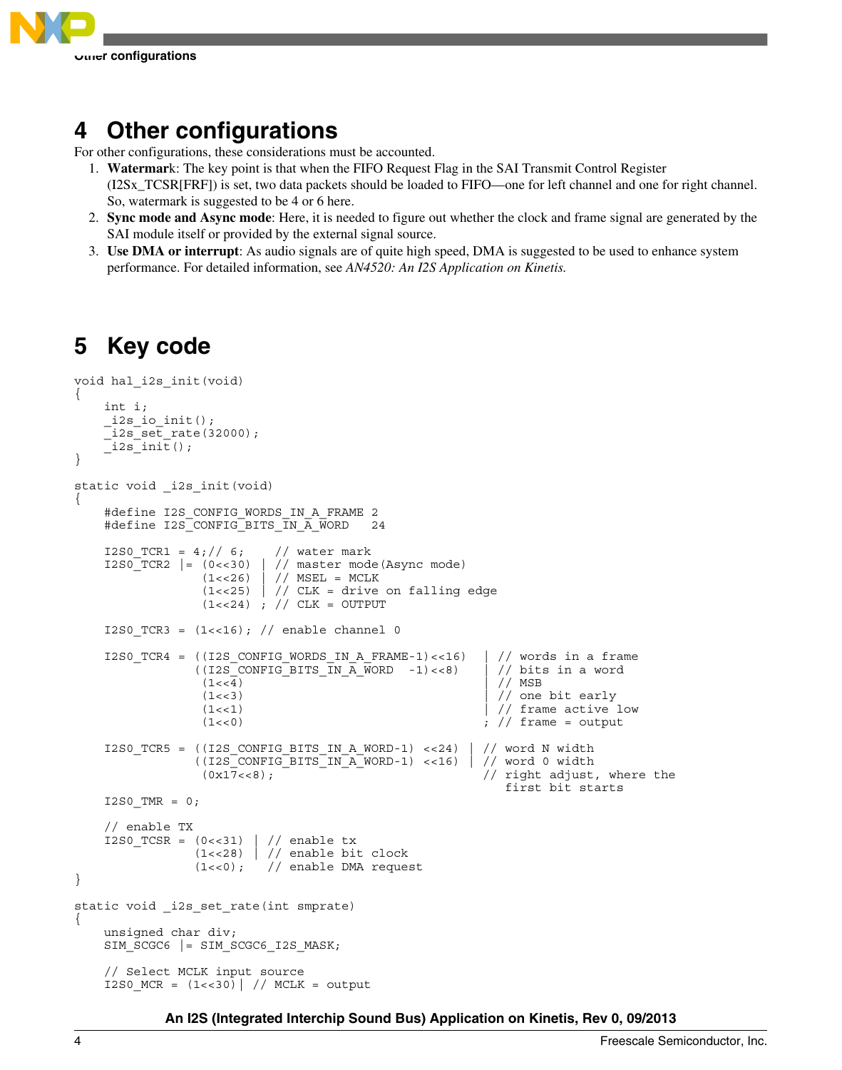## 4 Other configurations

For other configurations, these considerations must be accounted.

1. **Watermark**: The key point is that when the FIFO Request Flag in the SAI Transmit Control Register (I2Sx_TCSR[FRF]) is set, two data packets should be loaded to FIFO—one for left channel and one for right channel. So, watermark is suggested to be 4 or 6 here.
2. **Sync mode and Async mode**: Here, it is needed to figure out whether the clock and frame signal are generated by the SAI module itself or provided by the external signal source.
3. **Use DMA or interrupt**: As audio signals are of quite high speed, DMA is suggested to be used to enhance system performance. For detailed information, see *AN4520: An I2S Application on Kinetis.*

## 5 Key code

```
void hal_i2s_init(void)
{
    int i;
    _i2s_io_init();
    _i2s_set_rate(32000);
    _i2s_init();
}

static void _i2s_init(void)
{
    #define I2S_CONFIG_WORDS_IN_A_FRAME 2
    #define I2S_CONFIG_BITS_IN_A_WORD   24

    I2S0_TCR1 = 4;// 6;    // water mark
    I2S0_TCR2 |= (0<<30) | // master mode(Async mode)
                 (1<<26) | // MSEL = MCLK
                 (1<<25) | // CLK = drive on falling edge
                 (1<<24) ; // CLK = OUTPUT

    I2S0_TCR3 = (1<<16); // enable channel 0

    I2S0_TCR4 = ((I2S_CONFIG_WORDS_IN_A_FRAME-1)<<16)  | // words in a frame
                ((I2S_CONFIG_BITS_IN_A_WORD  -1)<<8)   | // bits in a word
                 (1<<4)                                | // MSB
                 (1<<3)                                | // one bit early
                 (1<<1)                                | // frame active low
                 (1<<0)                                ; // frame = output

    I2S0_TCR5 = ((I2S_CONFIG_BITS_IN_A_WORD-1) <<24) | // word N width
                ((I2S_CONFIG_BITS_IN_A_WORD-1) <<16) | // word 0 width
                 (0x17<<8);                            // right adjust, where the
                                                          first bit starts
    I2S0_TMR = 0;

    // enable TX
    I2S0_TCSR = (0<<31) | // enable tx
                (1<<28) | // enable bit clock
                (1<<0);   // enable DMA request
}

static void _i2s_set_rate(int smprate)
{
    unsigned char div;
    SIM_SCGC6 |= SIM_SCGC6_I2S_MASK;

    // Select MCLK input source
    I2S0_MCR = (1<<30)| // MCLK = output
```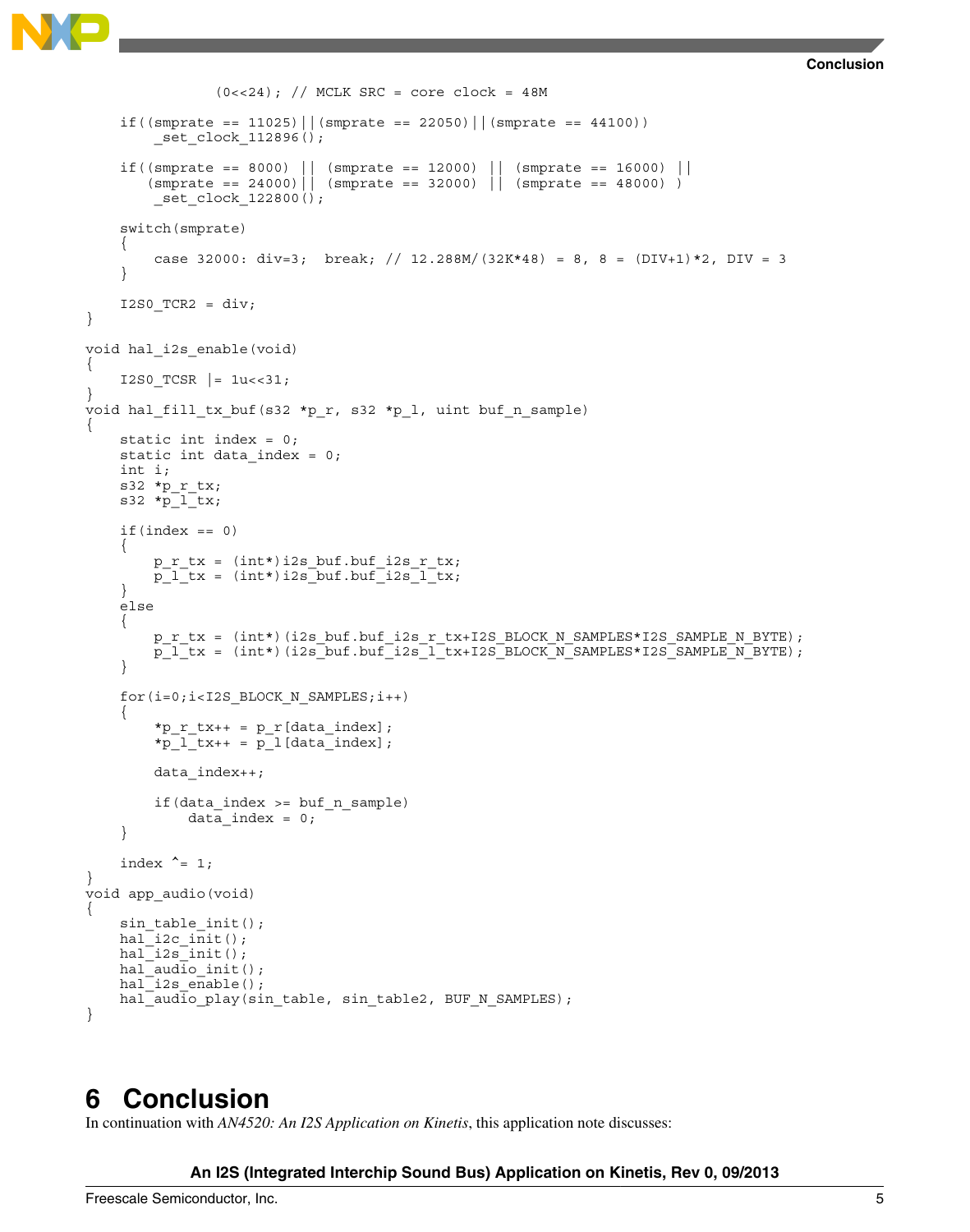```
                (0<<24); // MCLK SRC = core clock = 48M

    if((smprate == 11025)||(smprate == 22050)||(smprate == 44100))
        _set_clock_112896();

    if((smprate == 8000) || (smprate == 12000) || (smprate == 16000) ||
       (smprate == 24000)|| (smprate == 32000) || (smprate == 48000) )
        _set_clock_122800();

    switch(smprate)
    {
        case 32000: div=3;  break; // 12.288M/(32K*48) = 8, 8 = (DIV+1)*2, DIV = 3
    }

    I2S0_TCR2 = div;
}

void hal_i2s_enable(void)
{
    I2S0_TCSR |= 1u<<31;
}
void hal_fill_tx_buf(s32 *p_r, s32 *p_l, uint buf_n_sample)
{
    static int index = 0;
    static int data_index = 0;
    int i;
    s32 *p_r_tx;
    s32 *p_l_tx;

    if(index == 0)
    {
        p_r_tx = (int*)i2s_buf.buf_i2s_r_tx;
        p_l_tx = (int*)i2s_buf.buf_i2s_l_tx;
    }
    else
    {
        p_r_tx = (int*)(i2s_buf.buf_i2s_r_tx+I2S_BLOCK_N_SAMPLES*I2S_SAMPLE_N_BYTE);
        p_l_tx = (int*)(i2s_buf.buf_i2s_l_tx+I2S_BLOCK_N_SAMPLES*I2S_SAMPLE_N_BYTE);
    }

    for(i=0;i<I2S_BLOCK_N_SAMPLES;i++)
    {
        *p_r_tx++ = p_r[data_index];
        *p_l_tx++ = p_l[data_index];

        data_index++;

        if(data_index >= buf_n_sample)
            data_index = 0;
    }

    index ^= 1;
}
void app_audio(void)
{
    sin_table_init();
    hal_i2c_init();
    hal_i2s_init();
    hal_audio_init();
    hal_i2s_enable();
    hal_audio_play(sin_table, sin_table2, BUF_N_SAMPLES);
}
```

# 6 Conclusion

In continuation with *AN4520: An I2S Application on Kinetis*, this application note discusses: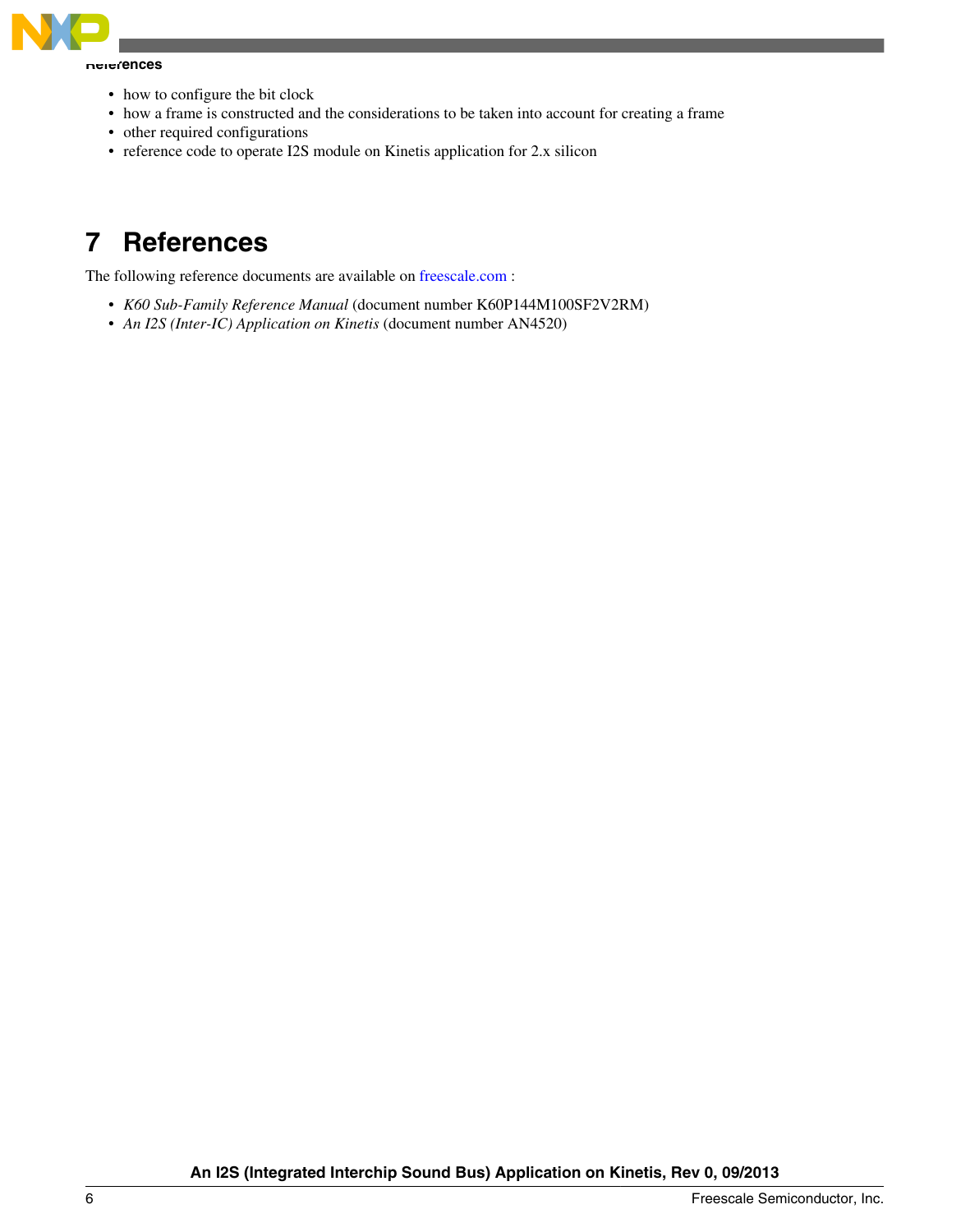- how to configure the bit clock
- how a frame is constructed and the considerations to be taken into account for creating a frame
- other required configurations
- reference code to operate I2S module on Kinetis application for 2.x silicon

# 7 References

The following reference documents are available on freescale.com :

- *K60 Sub-Family Reference Manual* (document number K60P144M100SF2V2RM)
- *An I2S (Inter-IC) Application on Kinetis* (document number AN4520)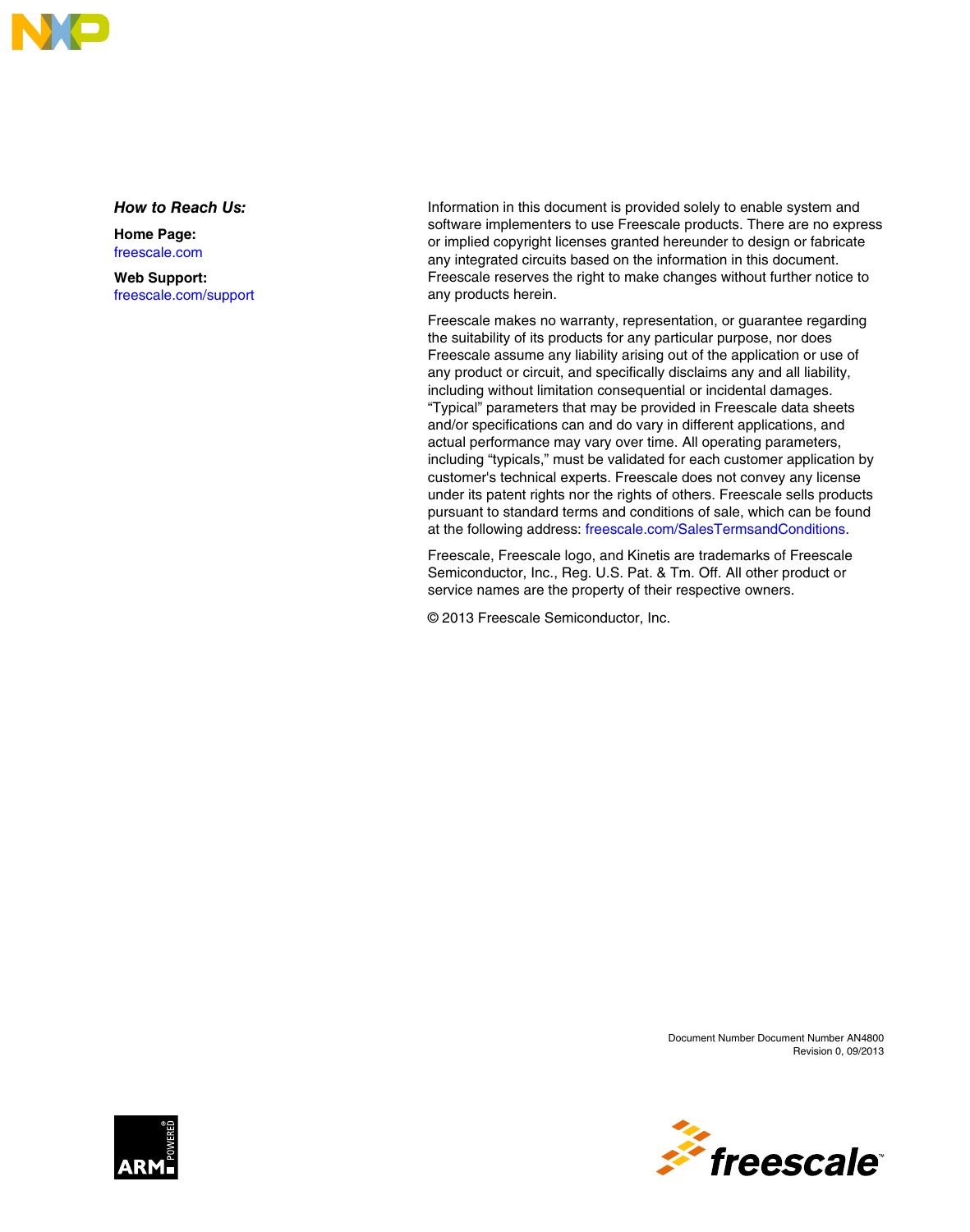***How to Reach Us:***

**Home Page:**
freescale.com

**Web Support:**
freescale.com/support

Information in this document is provided solely to enable system and software implementers to use Freescale products. There are no express or implied copyright licenses granted hereunder to design or fabricate any integrated circuits based on the information in this document. Freescale reserves the right to make changes without further notice to any products herein.

Freescale makes no warranty, representation, or guarantee regarding the suitability of its products for any particular purpose, nor does Freescale assume any liability arising out of the application or use of any product or circuit, and specifically disclaims any and all liability, including without limitation consequential or incidental damages. “Typical” parameters that may be provided in Freescale data sheets and/or specifications can and do vary in different applications, and actual performance may vary over time. All operating parameters, including “typicals,” must be validated for each customer application by customer's technical experts. Freescale does not convey any license under its patent rights nor the rights of others. Freescale sells products pursuant to standard terms and conditions of sale, which can be found at the following address: freescale.com/SalesTermsandConditions.

Freescale, Freescale logo, and Kinetis are trademarks of Freescale Semiconductor, Inc., Reg. U.S. Pat. & Tm. Off. All other product or service names are the property of their respective owners.

© 2013 Freescale Semiconductor, Inc.

Document Number Document Number AN4800
Revision 0, 09/2013